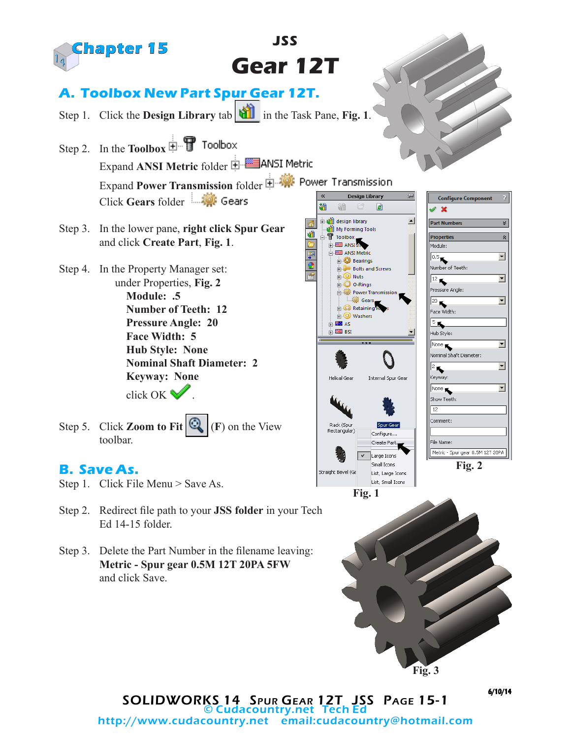# Chapter 15

JSS

# Gear 12T

## A. Toolbox New Part Spur Gear 12T.

Step 1. Click the **Design Library** tab in the Task Pane, **Fig. 1**.

Step 2. In the **Toolbox** Toolbox
Expand **ANSI Metric** folder ANSI Metric
Expand **Power Transmission** folder Power Transmission
Click **Gears** folder Gears

Step 3. In the lower pane, **right click Spur Gear** and click **Create Part**, **Fig. 1**.

Step 4. In the Property Manager set:
under Properties, **Fig. 2**
**Module: .5**
**Number of Teeth: 12**
**Pressure Angle: 20**
**Face Width: 5**
**Hub Style: None**
**Nominal Shaft Diameter: 2**
**Keyway: None**
click OK .

Step 5. Click **Zoom to Fit** (**F**) on the View toolbar.

Fig. 1

Fig. 2

## B. Save As.

Step 1. Click File Menu > Save As.

Step 2. Redirect file path to your **JSS folder** in your Tech Ed 14-15 folder.

Step 3. Delete the Part Number in the filename leaving:
**Metric - Spur gear 0.5M 12T 20PA 5FW**
and click Save.

Fig. 3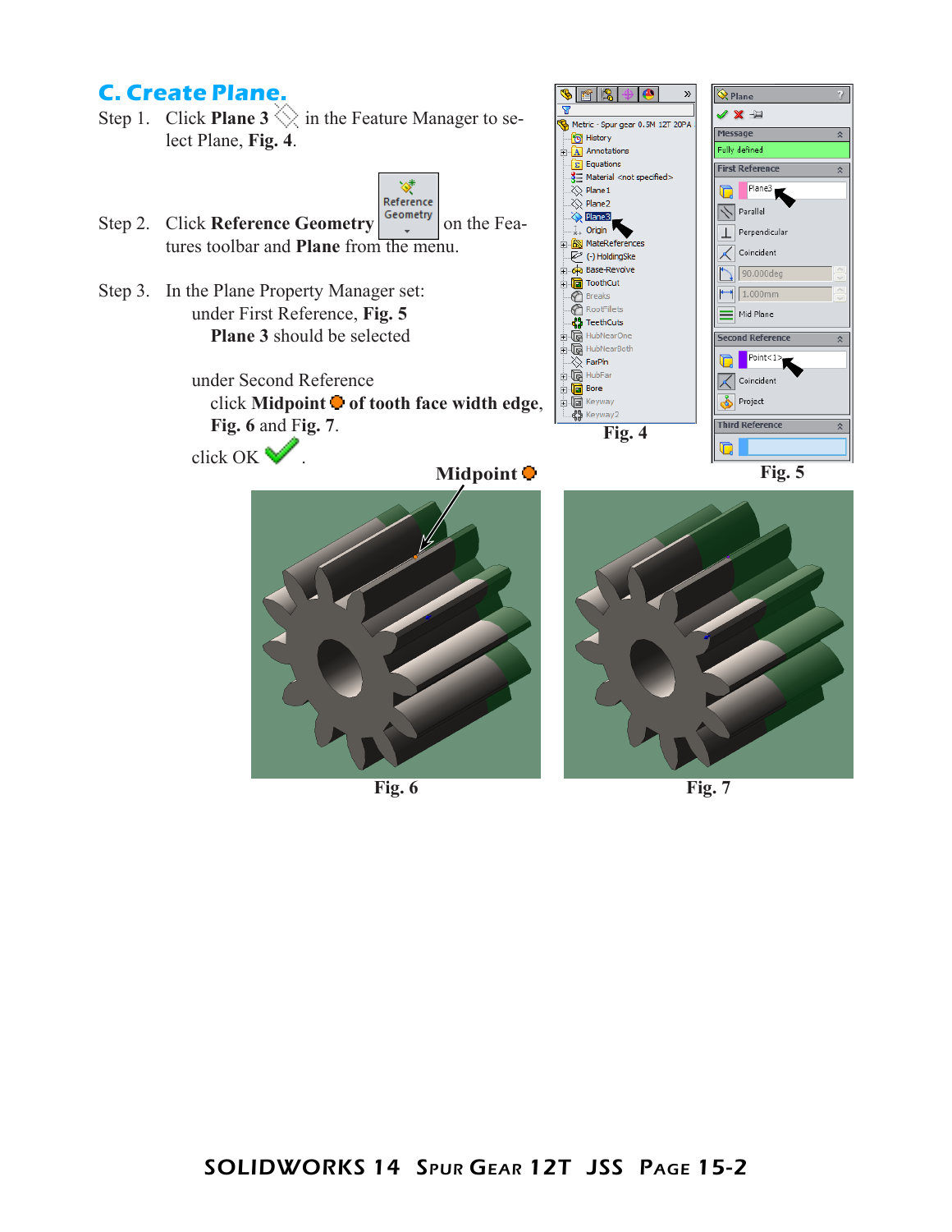## C. Create Plane.

Step 1. Click **Plane 3** in the Feature Manager to select Plane, **Fig. 4**.

Step 2. Click **Reference Geometry** on the Features toolbar and **Plane** from the menu.

Step 3. In the Plane Property Manager set:

under First Reference, **Fig. 5**
**Plane 3** should be selected

under Second Reference
click **Midpoint** **of tooth face width edge**, **Fig. 6** and **Fig. 7**.

click OK.

Fig. 4

Fig. 5

Midpoint

Fig. 6

Fig. 7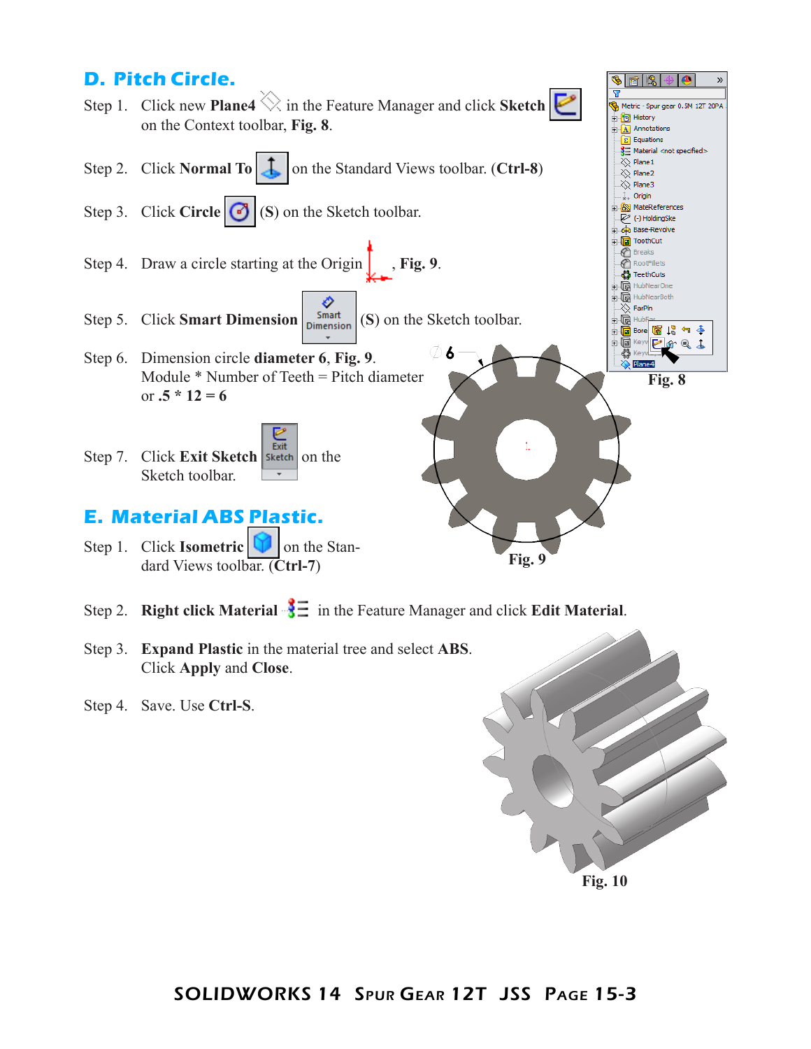## D. Pitch Circle.

Step 1. Click new **Plane4** in the Feature Manager and click **Sketch** on the Context toolbar, **Fig. 8**.

Step 2. Click **Normal To** on the Standard Views toolbar. (**Ctrl-8**)

Step 3. Click **Circle** (**S**) on the Sketch toolbar.

Step 4. Draw a circle starting at the Origin, **Fig. 9**.

Step 5. Click **Smart Dimension** (**S**) on the Sketch toolbar.

Step 6. Dimension circle **diameter 6**, **Fig. 9**.
Module * Number of Teeth = Pitch diameter
or **.5 * 12 = 6**

Step 7. Click **Exit Sketch** on the Sketch toolbar.

Fig. 8

Fig. 9

## E. Material ABS Plastic.

Step 1. Click **Isometric** on the Standard Views toolbar. (**Ctrl-7**)

Step 2. **Right click Material** in the Feature Manager and click **Edit Material**.

Step 3. **Expand Plastic** in the material tree and select **ABS**.
Click **Apply** and **Close**.

Step 4. Save. Use **Ctrl-S**.

Fig. 10